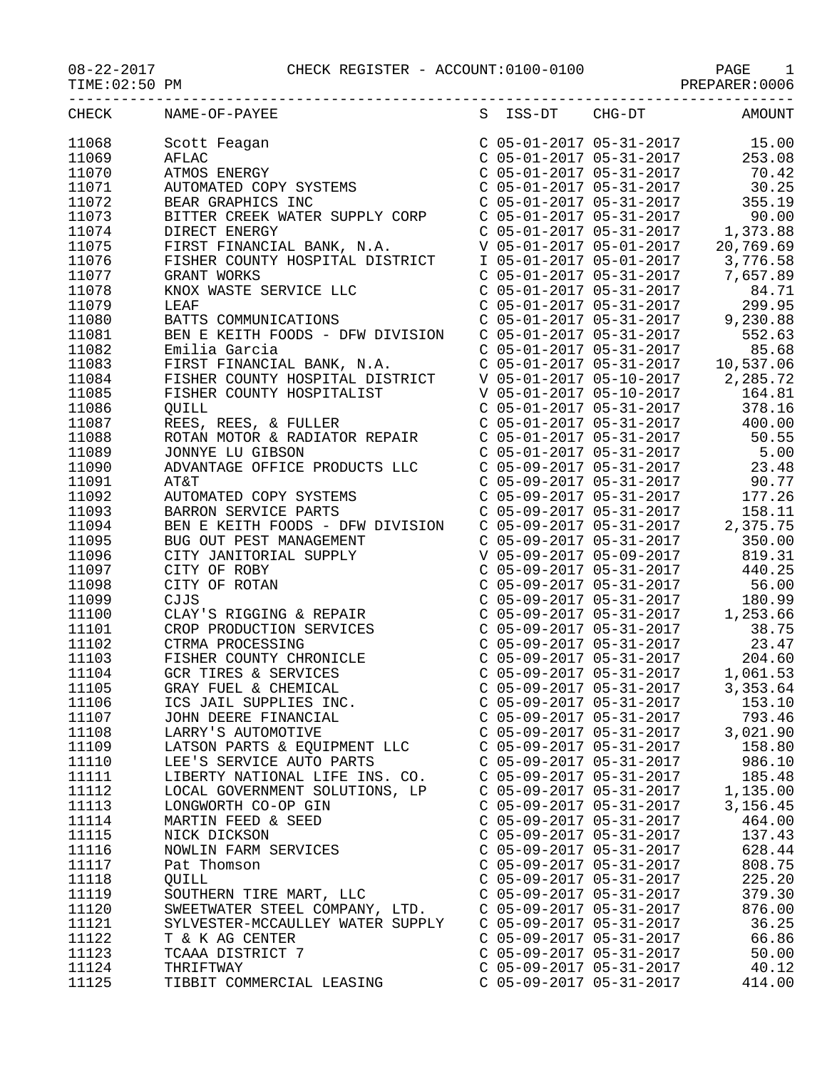08-22-2017 CHECK REGISTER - ACCOUNT:0100-0100 PAGE 1
TIME:02:50 PM PREPARER:0006

| CHECK | NAME-OF-PAYEE | S | ISS-DT | CHG-DT | AMOUNT |
|---|---|---|---|---|---|
| 11068 | Scott Feagan | C | 05-01-2017 | 05-31-2017 | 15.00 |
| 11069 | AFLAC | C | 05-01-2017 | 05-31-2017 | 253.08 |
| 11070 | ATMOS ENERGY | C | 05-01-2017 | 05-31-2017 | 70.42 |
| 11071 | AUTOMATED COPY SYSTEMS | C | 05-01-2017 | 05-31-2017 | 30.25 |
| 11072 | BEAR GRAPHICS INC | C | 05-01-2017 | 05-31-2017 | 355.19 |
| 11073 | BITTER CREEK WATER SUPPLY CORP | C | 05-01-2017 | 05-31-2017 | 90.00 |
| 11074 | DIRECT ENERGY | C | 05-01-2017 | 05-31-2017 | 1,373.88 |
| 11075 | FIRST FINANCIAL BANK, N.A. | V | 05-01-2017 | 05-01-2017 | 20,769.69 |
| 11076 | FISHER COUNTY HOSPITAL DISTRICT | I | 05-01-2017 | 05-01-2017 | 3,776.58 |
| 11077 | GRANT WORKS | C | 05-01-2017 | 05-31-2017 | 7,657.89 |
| 11078 | KNOX WASTE SERVICE LLC | C | 05-01-2017 | 05-31-2017 | 84.71 |
| 11079 | LEAF | C | 05-01-2017 | 05-31-2017 | 299.95 |
| 11080 | BATTS COMMUNICATIONS | C | 05-01-2017 | 05-31-2017 | 9,230.88 |
| 11081 | BEN E KEITH FOODS - DFW DIVISION | C | 05-01-2017 | 05-31-2017 | 552.63 |
| 11082 | Emilia Garcia | C | 05-01-2017 | 05-31-2017 | 85.68 |
| 11083 | FIRST FINANCIAL BANK, N.A. | C | 05-01-2017 | 05-31-2017 | 10,537.06 |
| 11084 | FISHER COUNTY HOSPITAL DISTRICT | V | 05-01-2017 | 05-10-2017 | 2,285.72 |
| 11085 | FISHER COUNTY HOSPITALIST | V | 05-01-2017 | 05-10-2017 | 164.81 |
| 11086 | QUILL | C | 05-01-2017 | 05-31-2017 | 378.16 |
| 11087 | REES, REES, & FULLER | C | 05-01-2017 | 05-31-2017 | 400.00 |
| 11088 | ROTAN MOTOR & RADIATOR REPAIR | C | 05-01-2017 | 05-31-2017 | 50.55 |
| 11089 | JONNYE LU GIBSON | C | 05-01-2017 | 05-31-2017 | 5.00 |
| 11090 | ADVANTAGE OFFICE PRODUCTS LLC | C | 05-09-2017 | 05-31-2017 | 23.48 |
| 11091 | AT&T | C | 05-09-2017 | 05-31-2017 | 90.77 |
| 11092 | AUTOMATED COPY SYSTEMS | C | 05-09-2017 | 05-31-2017 | 177.26 |
| 11093 | BARRON SERVICE PARTS | C | 05-09-2017 | 05-31-2017 | 158.11 |
| 11094 | BEN E KEITH FOODS - DFW DIVISION | C | 05-09-2017 | 05-31-2017 | 2,375.75 |
| 11095 | BUG OUT PEST MANAGEMENT | C | 05-09-2017 | 05-31-2017 | 350.00 |
| 11096 | CITY JANITORIAL SUPPLY | V | 05-09-2017 | 05-09-2017 | 819.31 |
| 11097 | CITY OF ROBY | C | 05-09-2017 | 05-31-2017 | 440.25 |
| 11098 | CITY OF ROTAN | C | 05-09-2017 | 05-31-2017 | 56.00 |
| 11099 | CJJS | C | 05-09-2017 | 05-31-2017 | 180.99 |
| 11100 | CLAY'S RIGGING & REPAIR | C | 05-09-2017 | 05-31-2017 | 1,253.66 |
| 11101 | CROP PRODUCTION SERVICES | C | 05-09-2017 | 05-31-2017 | 38.75 |
| 11102 | CTRMA PROCESSING | C | 05-09-2017 | 05-31-2017 | 23.47 |
| 11103 | FISHER COUNTY CHRONICLE | C | 05-09-2017 | 05-31-2017 | 204.60 |
| 11104 | GCR TIRES & SERVICES | C | 05-09-2017 | 05-31-2017 | 1,061.53 |
| 11105 | GRAY FUEL & CHEMICAL | C | 05-09-2017 | 05-31-2017 | 3,353.64 |
| 11106 | ICS JAIL SUPPLIES INC. | C | 05-09-2017 | 05-31-2017 | 153.10 |
| 11107 | JOHN DEERE FINANCIAL | C | 05-09-2017 | 05-31-2017 | 793.46 |
| 11108 | LARRY'S AUTOMOTIVE | C | 05-09-2017 | 05-31-2017 | 3,021.90 |
| 11109 | LATSON PARTS & EQUIPMENT LLC | C | 05-09-2017 | 05-31-2017 | 158.80 |
| 11110 | LEE'S SERVICE AUTO PARTS | C | 05-09-2017 | 05-31-2017 | 986.10 |
| 11111 | LIBERTY NATIONAL LIFE INS. CO. | C | 05-09-2017 | 05-31-2017 | 185.48 |
| 11112 | LOCAL GOVERNMENT SOLUTIONS, LP | C | 05-09-2017 | 05-31-2017 | 1,135.00 |
| 11113 | LONGWORTH CO-OP GIN | C | 05-09-2017 | 05-31-2017 | 3,156.45 |
| 11114 | MARTIN FEED & SEED | C | 05-09-2017 | 05-31-2017 | 464.00 |
| 11115 | NICK DICKSON | C | 05-09-2017 | 05-31-2017 | 137.43 |
| 11116 | NOWLIN FARM SERVICES | C | 05-09-2017 | 05-31-2017 | 628.44 |
| 11117 | Pat Thomson | C | 05-09-2017 | 05-31-2017 | 808.75 |
| 11118 | QUILL | C | 05-09-2017 | 05-31-2017 | 225.20 |
| 11119 | SOUTHERN TIRE MART, LLC | C | 05-09-2017 | 05-31-2017 | 379.30 |
| 11120 | SWEETWATER STEEL COMPANY, LTD. | C | 05-09-2017 | 05-31-2017 | 876.00 |
| 11121 | SYLVESTER-MCCAULLEY WATER SUPPLY | C | 05-09-2017 | 05-31-2017 | 36.25 |
| 11122 | T & K AG CENTER | C | 05-09-2017 | 05-31-2017 | 66.86 |
| 11123 | TCAAA DISTRICT 7 | C | 05-09-2017 | 05-31-2017 | 50.00 |
| 11124 | THRIFTWAY | C | 05-09-2017 | 05-31-2017 | 40.12 |
| 11125 | TIBBIT COMMERCIAL LEASING | C | 05-09-2017 | 05-31-2017 | 414.00 |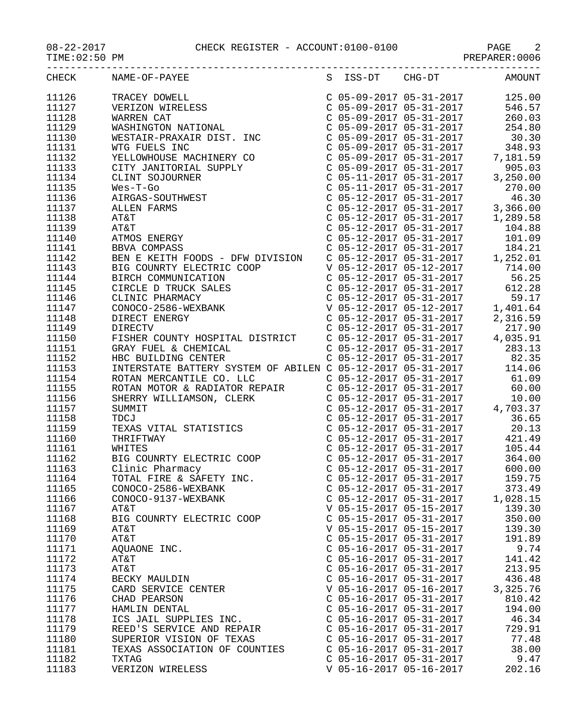08-22-2017 CHECK REGISTER - ACCOUNT:0100-0100

TIME:02:50 PM PREPARER:0006

| CHECK | NAME-OF-PAYEE | S | ISS-DT | CHG-DT | AMOUNT |
|---|---|---|---|---|---|
| 11126 | TRACEY DOWELL | C | 05-09-2017 | 05-31-2017 | 125.00 |
| 11127 | VERIZON WIRELESS | C | 05-09-2017 | 05-31-2017 | 546.57 |
| 11128 | WARREN CAT | C | 05-09-2017 | 05-31-2017 | 260.03 |
| 11129 | WASHINGTON NATIONAL | C | 05-09-2017 | 05-31-2017 | 254.80 |
| 11130 | WESTAIR-PRAXAIR DIST. INC | C | 05-09-2017 | 05-31-2017 | 30.30 |
| 11131 | WTG FUELS INC | C | 05-09-2017 | 05-31-2017 | 348.93 |
| 11132 | YELLOWHOUSE MACHINERY CO | C | 05-09-2017 | 05-31-2017 | 7,181.59 |
| 11133 | CITY JANITORIAL SUPPLY | C | 05-09-2017 | 05-31-2017 | 905.03 |
| 11134 | CLINT SOJOURNER | C | 05-11-2017 | 05-31-2017 | 3,250.00 |
| 11135 | Wes-T-Go | C | 05-11-2017 | 05-31-2017 | 270.00 |
| 11136 | AIRGAS-SOUTHWEST | C | 05-12-2017 | 05-31-2017 | 46.30 |
| 11137 | ALLEN FARMS | C | 05-12-2017 | 05-31-2017 | 3,366.00 |
| 11138 | AT&T | C | 05-12-2017 | 05-31-2017 | 1,289.58 |
| 11139 | AT&T | C | 05-12-2017 | 05-31-2017 | 104.88 |
| 11140 | ATMOS ENERGY | C | 05-12-2017 | 05-31-2017 | 101.09 |
| 11141 | BBVA COMPASS | C | 05-12-2017 | 05-31-2017 | 184.21 |
| 11142 | BEN E KEITH FOODS - DFW DIVISION | C | 05-12-2017 | 05-31-2017 | 1,252.01 |
| 11143 | BIG COUNRTY ELECTRIC COOP | V | 05-12-2017 | 05-12-2017 | 714.00 |
| 11144 | BIRCH COMMUNICATION | C | 05-12-2017 | 05-31-2017 | 56.25 |
| 11145 | CIRCLE D TRUCK SALES | C | 05-12-2017 | 05-31-2017 | 612.28 |
| 11146 | CLINIC PHARMACY | C | 05-12-2017 | 05-31-2017 | 59.17 |
| 11147 | CONOCO-2586-WEXBANK | V | 05-12-2017 | 05-12-2017 | 1,401.64 |
| 11148 | DIRECT ENERGY | C | 05-12-2017 | 05-31-2017 | 2,316.59 |
| 11149 | DIRECTV | C | 05-12-2017 | 05-31-2017 | 217.90 |
| 11150 | FISHER COUNTY HOSPITAL DISTRICT | C | 05-12-2017 | 05-31-2017 | 4,035.91 |
| 11151 | GRAY FUEL & CHEMICAL | C | 05-12-2017 | 05-31-2017 | 283.13 |
| 11152 | HBC BUILDING CENTER | C | 05-12-2017 | 05-31-2017 | 82.35 |
| 11153 | INTERSTATE BATTERY SYSTEM OF ABILEN | C | 05-12-2017 | 05-31-2017 | 114.06 |
| 11154 | ROTAN MERCANTILE CO. LLC | C | 05-12-2017 | 05-31-2017 | 61.09 |
| 11155 | ROTAN MOTOR & RADIATOR REPAIR | C | 05-12-2017 | 05-31-2017 | 60.00 |
| 11156 | SHERRY WILLIAMSON, CLERK | C | 05-12-2017 | 05-31-2017 | 10.00 |
| 11157 | SUMMIT | C | 05-12-2017 | 05-31-2017 | 4,703.37 |
| 11158 | TDCJ | C | 05-12-2017 | 05-31-2017 | 36.65 |
| 11159 | TEXAS VITAL STATISTICS | C | 05-12-2017 | 05-31-2017 | 20.13 |
| 11160 | THRIFTWAY | C | 05-12-2017 | 05-31-2017 | 421.49 |
| 11161 | WHITES | C | 05-12-2017 | 05-31-2017 | 105.44 |
| 11162 | BIG COUNRTY ELECTRIC COOP | C | 05-12-2017 | 05-31-2017 | 364.00 |
| 11163 | Clinic Pharmacy | C | 05-12-2017 | 05-31-2017 | 600.00 |
| 11164 | TOTAL FIRE & SAFETY INC. | C | 05-12-2017 | 05-31-2017 | 159.75 |
| 11165 | CONOCO-2586-WEXBANK | C | 05-12-2017 | 05-31-2017 | 373.49 |
| 11166 | CONOCO-9137-WEXBANK | C | 05-12-2017 | 05-31-2017 | 1,028.15 |
| 11167 | AT&T | V | 05-15-2017 | 05-15-2017 | 139.30 |
| 11168 | BIG COUNRTY ELECTRIC COOP | C | 05-15-2017 | 05-31-2017 | 350.00 |
| 11169 | AT&T | V | 05-15-2017 | 05-15-2017 | 139.30 |
| 11170 | AT&T | C | 05-15-2017 | 05-31-2017 | 191.89 |
| 11171 | AQUAONE INC. | C | 05-16-2017 | 05-31-2017 | 9.74 |
| 11172 | AT&T | C | 05-16-2017 | 05-31-2017 | 141.42 |
| 11173 | AT&T | C | 05-16-2017 | 05-31-2017 | 213.95 |
| 11174 | BECKY MAULDIN | C | 05-16-2017 | 05-31-2017 | 436.48 |
| 11175 | CARD SERVICE CENTER | V | 05-16-2017 | 05-16-2017 | 3,325.76 |
| 11176 | CHAD PEARSON | C | 05-16-2017 | 05-31-2017 | 810.42 |
| 11177 | HAMLIN DENTAL | C | 05-16-2017 | 05-31-2017 | 194.00 |
| 11178 | ICS JAIL SUPPLIES INC. | C | 05-16-2017 | 05-31-2017 | 46.34 |
| 11179 | REED'S SERVICE AND REPAIR | C | 05-16-2017 | 05-31-2017 | 729.91 |
| 11180 | SUPERIOR VISION OF TEXAS | C | 05-16-2017 | 05-31-2017 | 77.48 |
| 11181 | TEXAS ASSOCIATION OF COUNTIES | C | 05-16-2017 | 05-31-2017 | 38.00 |
| 11182 | TXTAG | C | 05-16-2017 | 05-31-2017 | 9.47 |
| 11183 | VERIZON WIRELESS | V | 05-16-2017 | 05-16-2017 | 202.16 |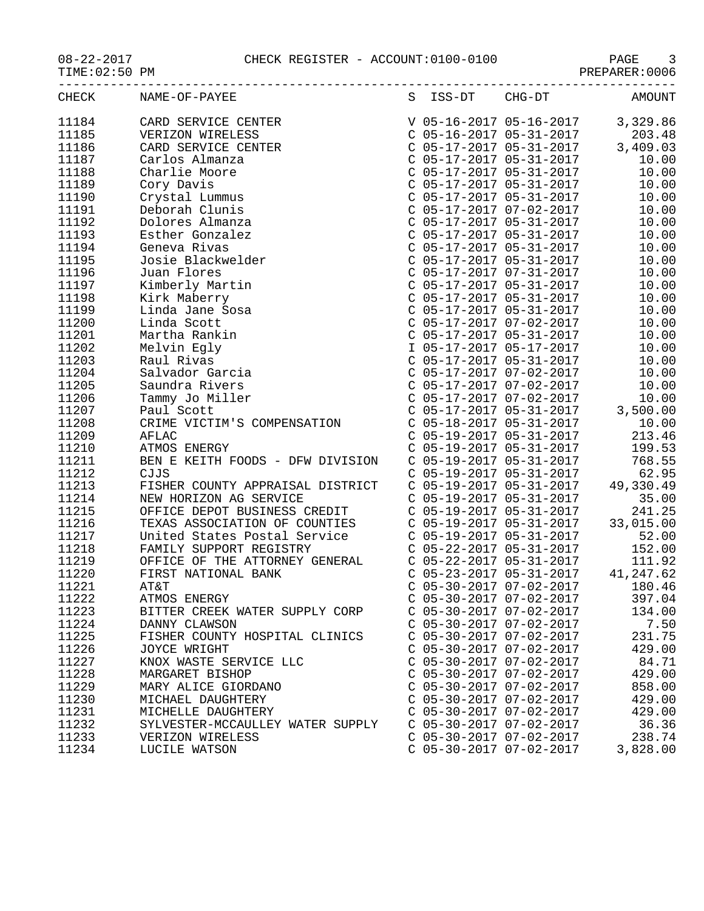08-22-2017 CHECK REGISTER - ACCOUNT:0100-0100

TIME:02:50 PM PREPARER:0006

| CHECK | NAME-OF-PAYEE | S | ISS-DT | CHG-DT | AMOUNT |
|---|---|---|---|---|---|
| 11184 | CARD SERVICE CENTER | V | 05-16-2017 | 05-16-2017 | 3,329.86 |
| 11185 | VERIZON WIRELESS | C | 05-16-2017 | 05-31-2017 | 203.48 |
| 11186 | CARD SERVICE CENTER | C | 05-17-2017 | 05-31-2017 | 3,409.03 |
| 11187 | Carlos Almanza | C | 05-17-2017 | 05-31-2017 | 10.00 |
| 11188 | Charlie Moore | C | 05-17-2017 | 05-31-2017 | 10.00 |
| 11189 | Cory Davis | C | 05-17-2017 | 05-31-2017 | 10.00 |
| 11190 | Crystal Lummus | C | 05-17-2017 | 05-31-2017 | 10.00 |
| 11191 | Deborah Clunis | C | 05-17-2017 | 07-02-2017 | 10.00 |
| 11192 | Dolores Almanza | C | 05-17-2017 | 05-31-2017 | 10.00 |
| 11193 | Esther Gonzalez | C | 05-17-2017 | 05-31-2017 | 10.00 |
| 11194 | Geneva Rivas | C | 05-17-2017 | 05-31-2017 | 10.00 |
| 11195 | Josie Blackwelder | C | 05-17-2017 | 05-31-2017 | 10.00 |
| 11196 | Juan Flores | C | 05-17-2017 | 07-31-2017 | 10.00 |
| 11197 | Kimberly Martin | C | 05-17-2017 | 05-31-2017 | 10.00 |
| 11198 | Kirk Maberry | C | 05-17-2017 | 05-31-2017 | 10.00 |
| 11199 | Linda Jane Sosa | C | 05-17-2017 | 05-31-2017 | 10.00 |
| 11200 | Linda Scott | C | 05-17-2017 | 07-02-2017 | 10.00 |
| 11201 | Martha Rankin | C | 05-17-2017 | 05-31-2017 | 10.00 |
| 11202 | Melvin Egly | I | 05-17-2017 | 05-17-2017 | 10.00 |
| 11203 | Raul Rivas | C | 05-17-2017 | 05-31-2017 | 10.00 |
| 11204 | Salvador Garcia | C | 05-17-2017 | 07-02-2017 | 10.00 |
| 11205 | Saundra Rivers | C | 05-17-2017 | 07-02-2017 | 10.00 |
| 11206 | Tammy Jo Miller | C | 05-17-2017 | 07-02-2017 | 10.00 |
| 11207 | Paul Scott | C | 05-17-2017 | 05-31-2017 | 3,500.00 |
| 11208 | CRIME VICTIM'S COMPENSATION | C | 05-18-2017 | 05-31-2017 | 10.00 |
| 11209 | AFLAC | C | 05-19-2017 | 05-31-2017 | 213.46 |
| 11210 | ATMOS ENERGY | C | 05-19-2017 | 05-31-2017 | 199.53 |
| 11211 | BEN E KEITH FOODS - DFW DIVISION | C | 05-19-2017 | 05-31-2017 | 768.55 |
| 11212 | CJJS | C | 05-19-2017 | 05-31-2017 | 62.95 |
| 11213 | FISHER COUNTY APPRAISAL DISTRICT | C | 05-19-2017 | 05-31-2017 | 49,330.49 |
| 11214 | NEW HORIZON AG SERVICE | C | 05-19-2017 | 05-31-2017 | 35.00 |
| 11215 | OFFICE DEPOT BUSINESS CREDIT | C | 05-19-2017 | 05-31-2017 | 241.25 |
| 11216 | TEXAS ASSOCIATION OF COUNTIES | C | 05-19-2017 | 05-31-2017 | 33,015.00 |
| 11217 | United States Postal Service | C | 05-19-2017 | 05-31-2017 | 52.00 |
| 11218 | FAMILY SUPPORT REGISTRY | C | 05-22-2017 | 05-31-2017 | 152.00 |
| 11219 | OFFICE OF THE ATTORNEY GENERAL | C | 05-22-2017 | 05-31-2017 | 111.92 |
| 11220 | FIRST NATIONAL BANK | C | 05-23-2017 | 05-31-2017 | 41,247.62 |
| 11221 | AT&T | C | 05-30-2017 | 07-02-2017 | 180.46 |
| 11222 | ATMOS ENERGY | C | 05-30-2017 | 07-02-2017 | 397.04 |
| 11223 | BITTER CREEK WATER SUPPLY CORP | C | 05-30-2017 | 07-02-2017 | 134.00 |
| 11224 | DANNY CLAWSON | C | 05-30-2017 | 07-02-2017 | 7.50 |
| 11225 | FISHER COUNTY HOSPITAL CLINICS | C | 05-30-2017 | 07-02-2017 | 231.75 |
| 11226 | JOYCE WRIGHT | C | 05-30-2017 | 07-02-2017 | 429.00 |
| 11227 | KNOX WASTE SERVICE LLC | C | 05-30-2017 | 07-02-2017 | 84.71 |
| 11228 | MARGARET BISHOP | C | 05-30-2017 | 07-02-2017 | 429.00 |
| 11229 | MARY ALICE GIORDANO | C | 05-30-2017 | 07-02-2017 | 858.00 |
| 11230 | MICHAEL DAUGHTERY | C | 05-30-2017 | 07-02-2017 | 429.00 |
| 11231 | MICHELLE DAUGHTERY | C | 05-30-2017 | 07-02-2017 | 429.00 |
| 11232 | SYLVESTER-MCCAULLEY WATER SUPPLY | C | 05-30-2017 | 07-02-2017 | 36.36 |
| 11233 | VERIZON WIRELESS | C | 05-30-2017 | 07-02-2017 | 238.74 |
| 11234 | LUCILE WATSON | C | 05-30-2017 | 07-02-2017 | 3,828.00 |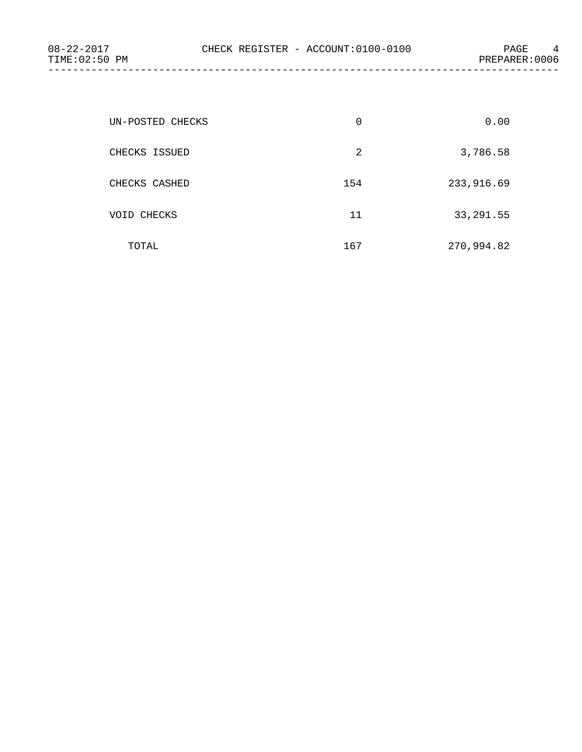| | | |
|---|---|---|
| UN-POSTED CHECKS | 0 | 0.00 |
| CHECKS ISSUED | 2 | 3,786.58 |
| CHECKS CASHED | 154 | 233,916.69 |
| VOID CHECKS | 11 | 33,291.55 |
| TOTAL | 167 | 270,994.82 |